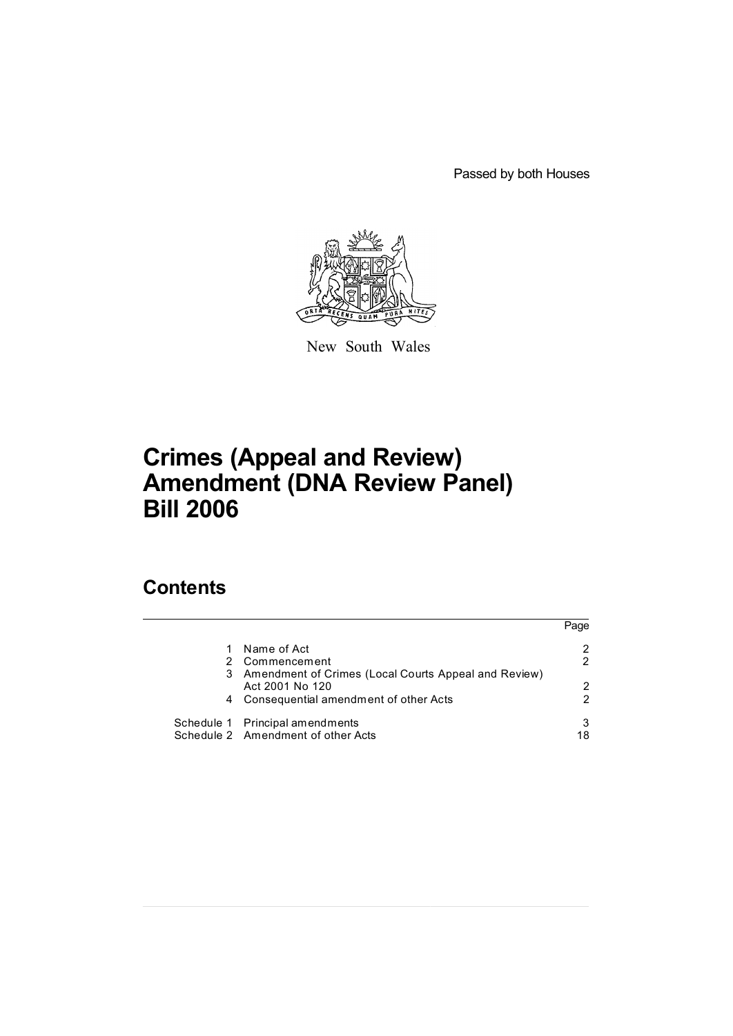Passed by both Houses

New South Wales

# Crimes (Appeal and Review) Amendment (DNA Review Panel) Bill 2006

## Contents

| | | Page |
|---|---|---|
| 1 | Name of Act | 2 |
| 2 | Commencement | 2 |
| 3 | Amendment of Crimes (Local Courts Appeal and Review) Act 2001 No 120 | 2 |
| 4 | Consequential amendment of other Acts | 2 |
| Schedule 1 | Principal amendments | 3 |
| Schedule 2 | Amendment of other Acts | 18 |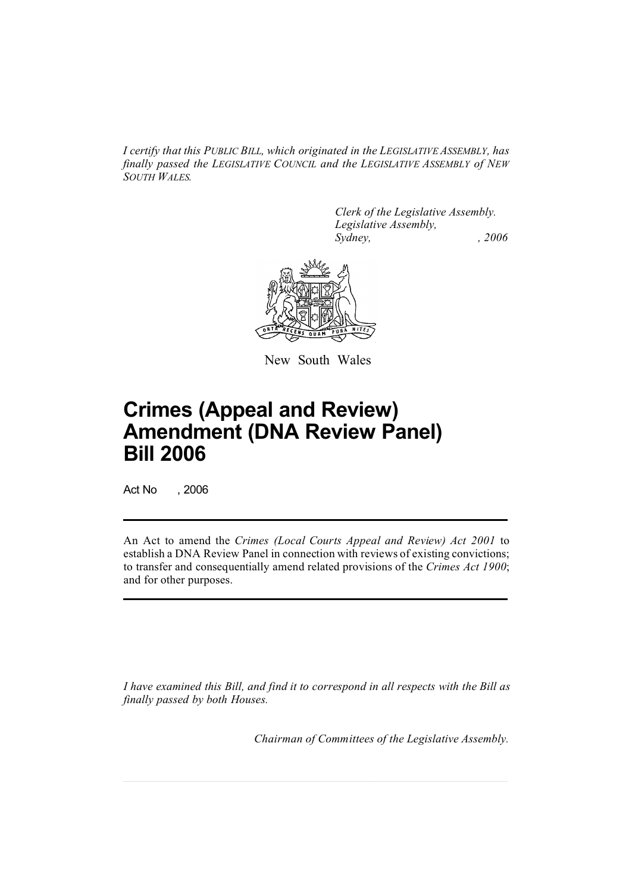*I certify that this PUBLIC BILL, which originated in the LEGISLATIVE ASSEMBLY, has finally passed the LEGISLATIVE COUNCIL and the LEGISLATIVE ASSEMBLY of NEW SOUTH WALES.*

*Clerk of the Legislative Assembly.*
*Legislative Assembly,*
*Sydney, , 2006*

New South Wales

# Crimes (Appeal and Review) Amendment (DNA Review Panel) Bill 2006

Act No , 2006

An Act to amend the *Crimes (Local Courts Appeal and Review) Act 2001* to establish a DNA Review Panel in connection with reviews of existing convictions; to transfer and consequentially amend related provisions of the *Crimes Act 1900*; and for other purposes.

*I have examined this Bill, and find it to correspond in all respects with the Bill as finally passed by both Houses.*

*Chairman of Committees of the Legislative Assembly.*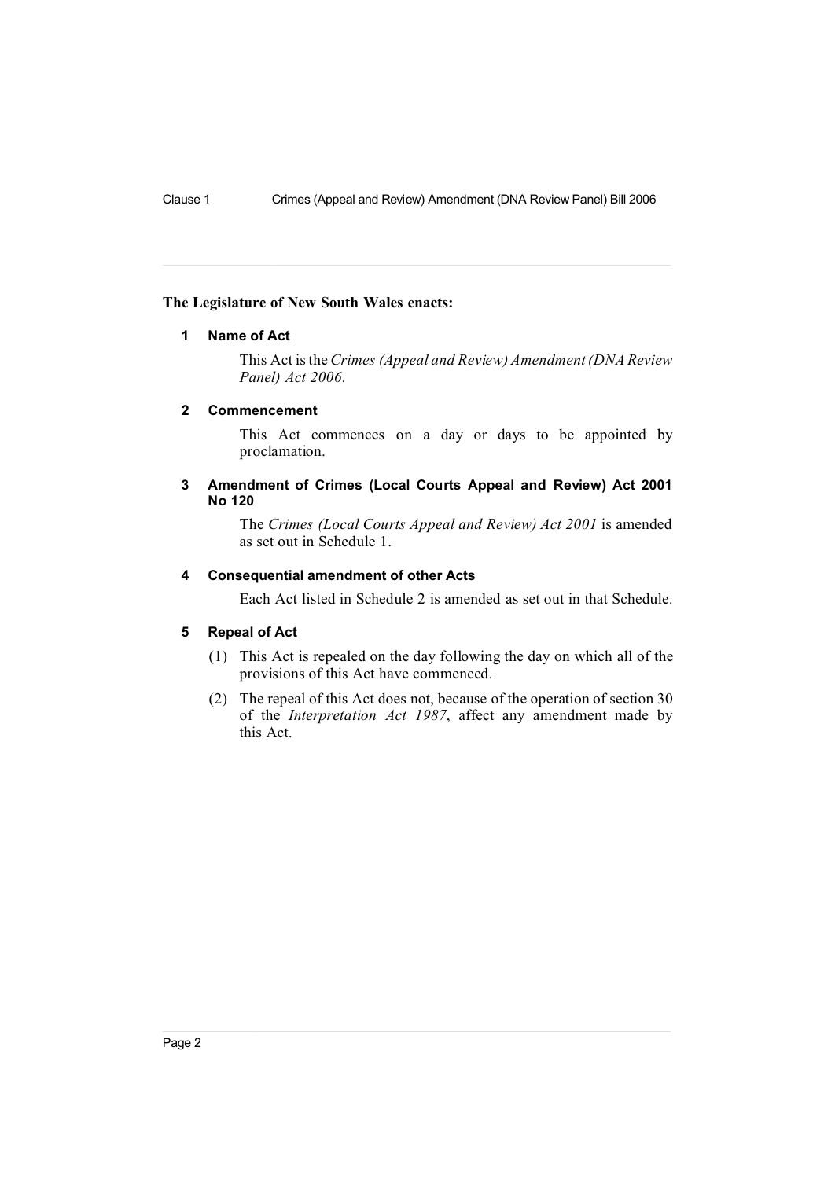**The Legislature of New South Wales enacts:**

## 1 Name of Act

This Act is the *Crimes (Appeal and Review) Amendment (DNA Review Panel) Act 2006*.

## 2 Commencement

This Act commences on a day or days to be appointed by proclamation.

## 3 Amendment of Crimes (Local Courts Appeal and Review) Act 2001 No 120

The *Crimes (Local Courts Appeal and Review) Act 2001* is amended as set out in Schedule 1.

## 4 Consequential amendment of other Acts

Each Act listed in Schedule 2 is amended as set out in that Schedule.

## 5 Repeal of Act

(1) This Act is repealed on the day following the day on which all of the provisions of this Act have commenced.

(2) The repeal of this Act does not, because of the operation of section 30 of the *Interpretation Act 1987*, affect any amendment made by this Act.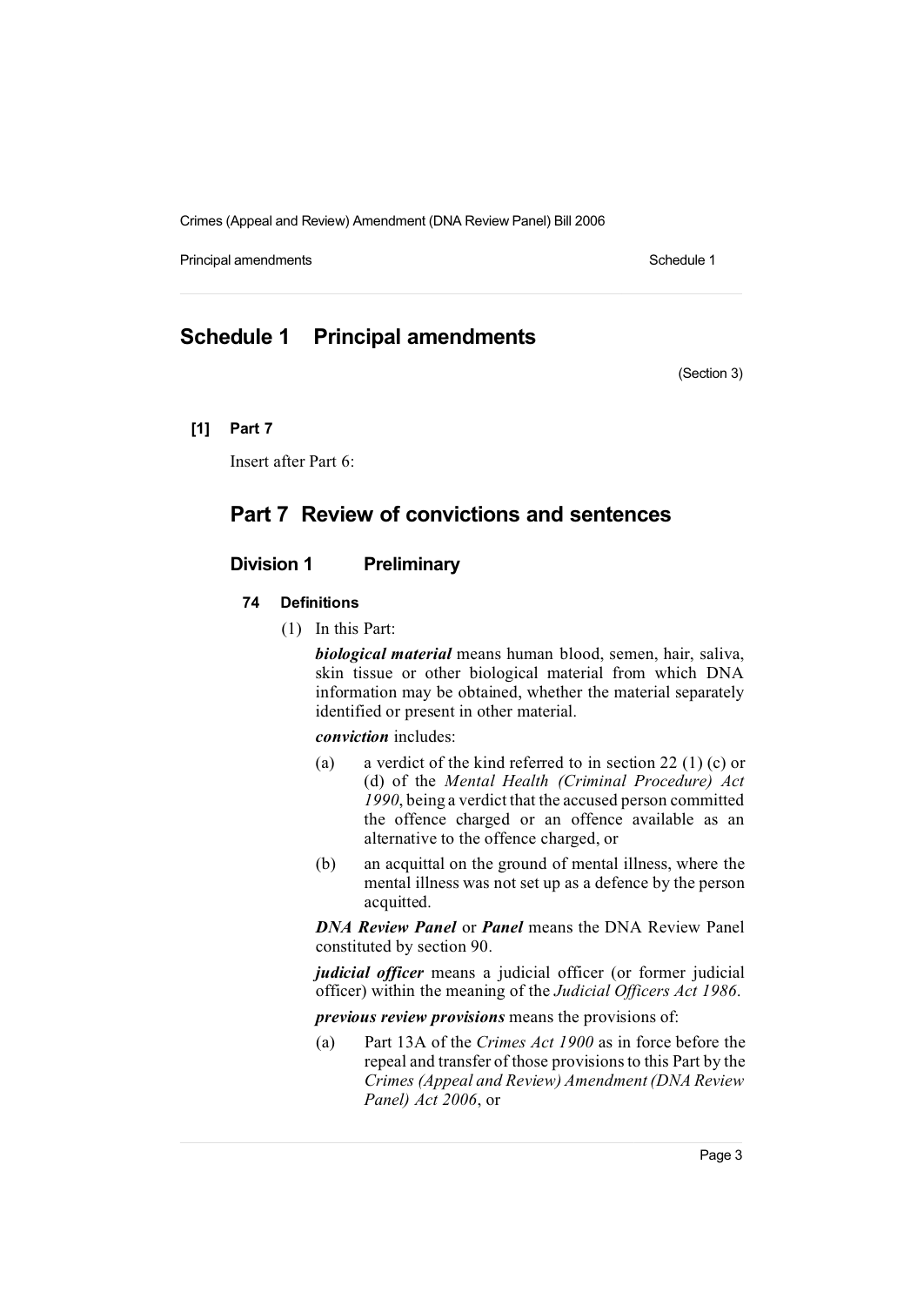# Schedule 1 Principal amendments

(Section 3)

**[1] Part 7**

Insert after Part 6:

## Part 7 Review of convictions and sentences

### Division 1 Preliminary

#### 74 Definitions

(1) In this Part:

***biological material*** means human blood, semen, hair, saliva, skin tissue or other biological material from which DNA information may be obtained, whether the material separately identified or present in other material.

***conviction*** includes:

(a) a verdict of the kind referred to in section 22 (1) (c) or (d) of the *Mental Health (Criminal Procedure) Act 1990*, being a verdict that the accused person committed the offence charged or an offence available as an alternative to the offence charged, or

(b) an acquittal on the ground of mental illness, where the mental illness was not set up as a defence by the person acquitted.

***DNA Review Panel*** or ***Panel*** means the DNA Review Panel constituted by section 90.

***judicial officer*** means a judicial officer (or former judicial officer) within the meaning of the *Judicial Officers Act 1986*.

***previous review provisions*** means the provisions of:

(a) Part 13A of the *Crimes Act 1900* as in force before the repeal and transfer of those provisions to this Part by the *Crimes (Appeal and Review) Amendment (DNA Review Panel) Act 2006*, or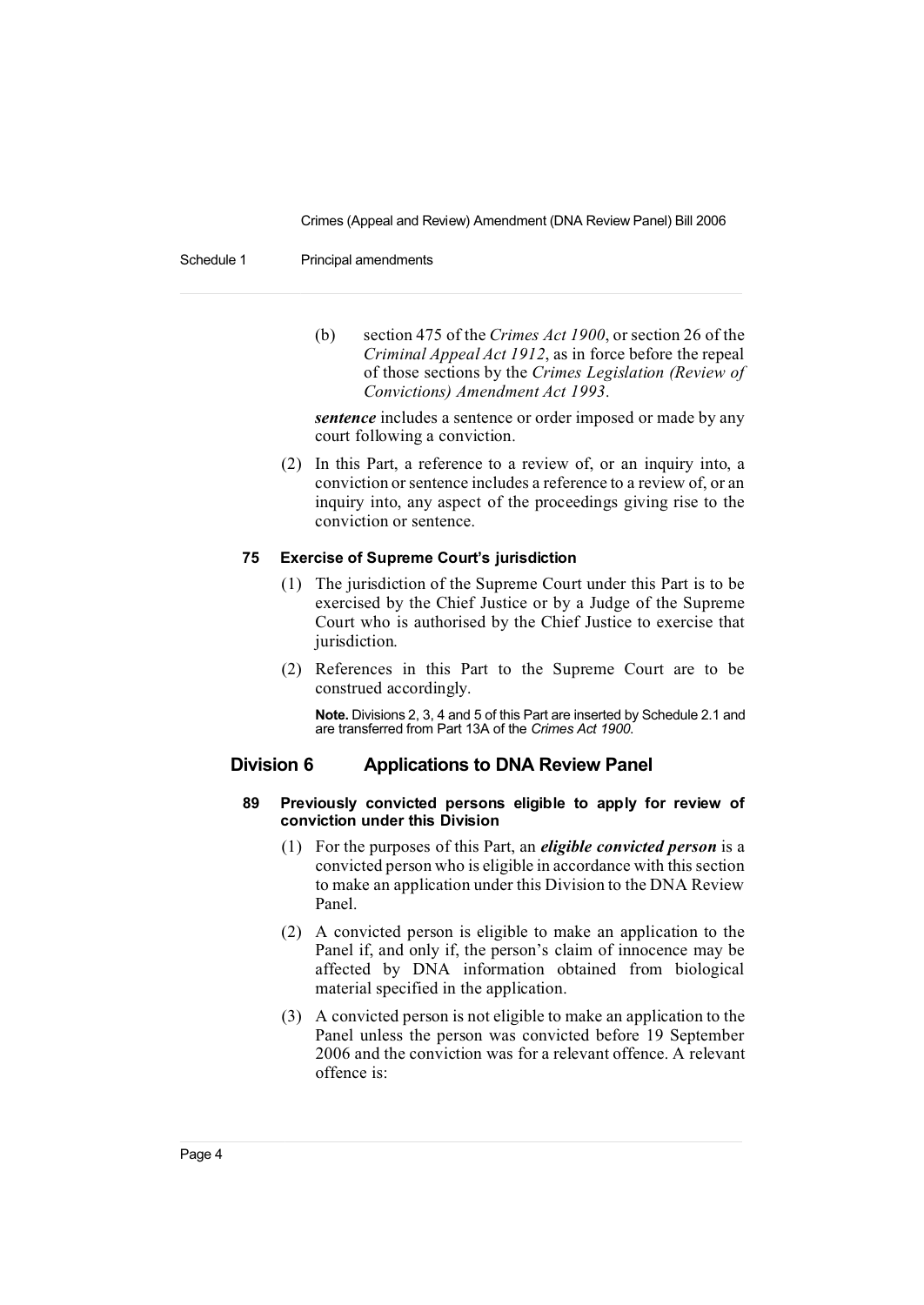(b) section 475 of the *Crimes Act 1900*, or section 26 of the *Criminal Appeal Act 1912*, as in force before the repeal of those sections by the *Crimes Legislation (Review of Convictions) Amendment Act 1993*.

***sentence*** includes a sentence or order imposed or made by any court following a conviction.

(2) In this Part, a reference to a review of, or an inquiry into, a conviction or sentence includes a reference to a review of, or an inquiry into, any aspect of the proceedings giving rise to the conviction or sentence.

#### 75 Exercise of Supreme Court's jurisdiction

(1) The jurisdiction of the Supreme Court under this Part is to be exercised by the Chief Justice or by a Judge of the Supreme Court who is authorised by the Chief Justice to exercise that jurisdiction.

(2) References in this Part to the Supreme Court are to be construed accordingly.

**Note.** Divisions 2, 3, 4 and 5 of this Part are inserted by Schedule 2.1 and are transferred from Part 13A of the *Crimes Act 1900*.

### Division 6 Applications to DNA Review Panel

#### 89 Previously convicted persons eligible to apply for review of conviction under this Division

(1) For the purposes of this Part, an ***eligible convicted person*** is a convicted person who is eligible in accordance with this section to make an application under this Division to the DNA Review Panel.

(2) A convicted person is eligible to make an application to the Panel if, and only if, the person's claim of innocence may be affected by DNA information obtained from biological material specified in the application.

(3) A convicted person is not eligible to make an application to the Panel unless the person was convicted before 19 September 2006 and the conviction was for a relevant offence. A relevant offence is: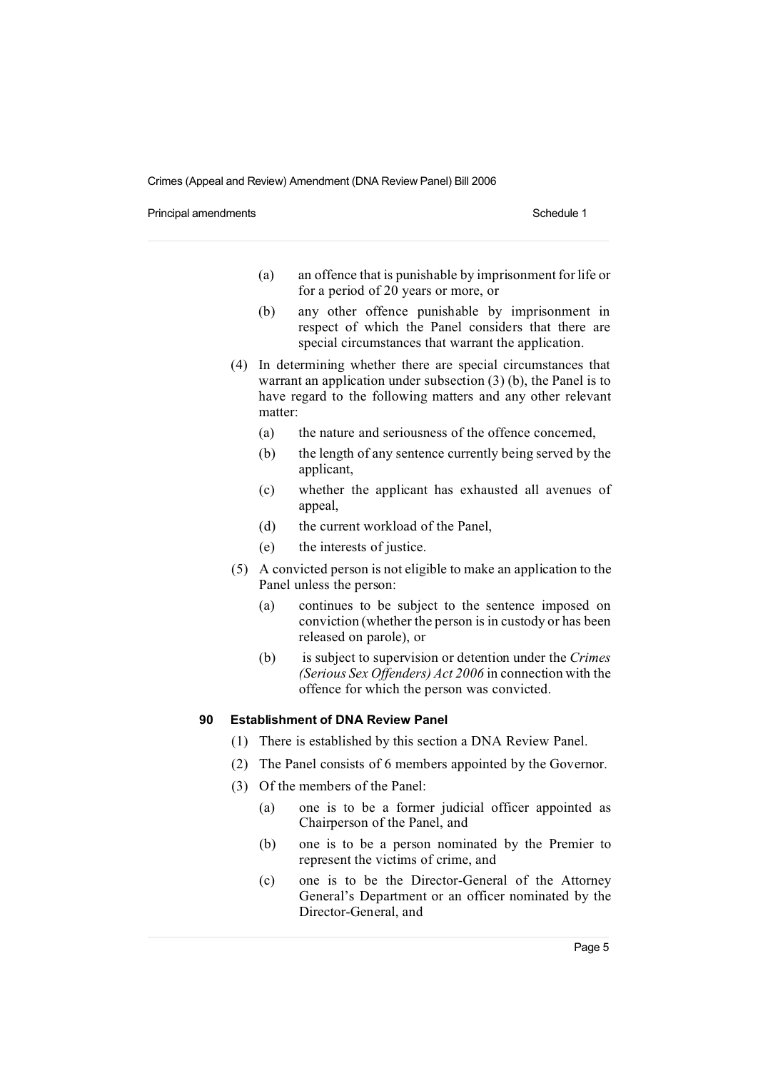(a) an offence that is punishable by imprisonment for life or for a period of 20 years or more, or

(b) any other offence punishable by imprisonment in respect of which the Panel considers that there are special circumstances that warrant the application.

(4) In determining whether there are special circumstances that warrant an application under subsection (3) (b), the Panel is to have regard to the following matters and any other relevant matter:

(a) the nature and seriousness of the offence concerned,

(b) the length of any sentence currently being served by the applicant,

(c) whether the applicant has exhausted all avenues of appeal,

(d) the current workload of the Panel,

(e) the interests of justice.

(5) A convicted person is not eligible to make an application to the Panel unless the person:

(a) continues to be subject to the sentence imposed on conviction (whether the person is in custody or has been released on parole), or

(b) is subject to supervision or detention under the *Crimes (Serious Sex Offenders) Act 2006* in connection with the offence for which the person was convicted.

### 90 Establishment of DNA Review Panel

(1) There is established by this section a DNA Review Panel.

(2) The Panel consists of 6 members appointed by the Governor.

(3) Of the members of the Panel:

(a) one is to be a former judicial officer appointed as Chairperson of the Panel, and

(b) one is to be a person nominated by the Premier to represent the victims of crime, and

(c) one is to be the Director-General of the Attorney General's Department or an officer nominated by the Director-General, and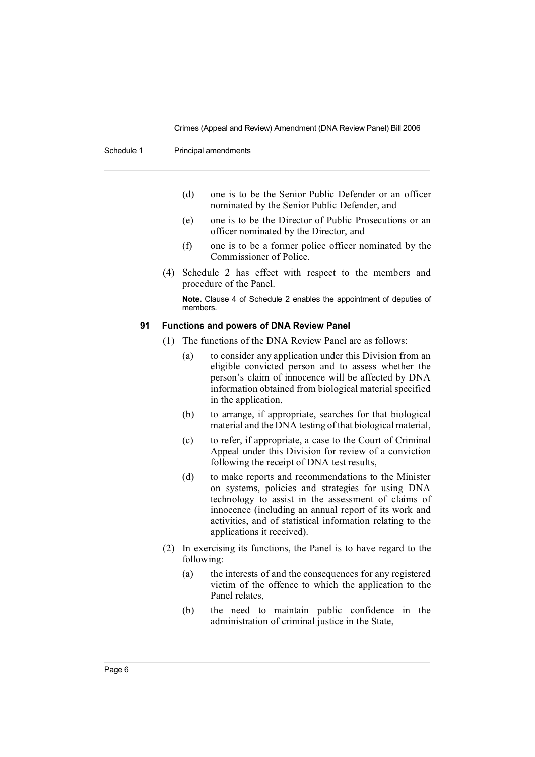(d) one is to be the Senior Public Defender or an officer nominated by the Senior Public Defender, and

(e) one is to be the Director of Public Prosecutions or an officer nominated by the Director, and

(f) one is to be a former police officer nominated by the Commissioner of Police.

(4) Schedule 2 has effect with respect to the members and procedure of the Panel.

**Note.** Clause 4 of Schedule 2 enables the appointment of deputies of members.

### 91 Functions and powers of DNA Review Panel

(1) The functions of the DNA Review Panel are as follows:

(a) to consider any application under this Division from an eligible convicted person and to assess whether the person's claim of innocence will be affected by DNA information obtained from biological material specified in the application,

(b) to arrange, if appropriate, searches for that biological material and the DNA testing of that biological material,

(c) to refer, if appropriate, a case to the Court of Criminal Appeal under this Division for review of a conviction following the receipt of DNA test results,

(d) to make reports and recommendations to the Minister on systems, policies and strategies for using DNA technology to assist in the assessment of claims of innocence (including an annual report of its work and activities, and of statistical information relating to the applications it received).

(2) In exercising its functions, the Panel is to have regard to the following:

(a) the interests of and the consequences for any registered victim of the offence to which the application to the Panel relates,

(b) the need to maintain public confidence in the administration of criminal justice in the State,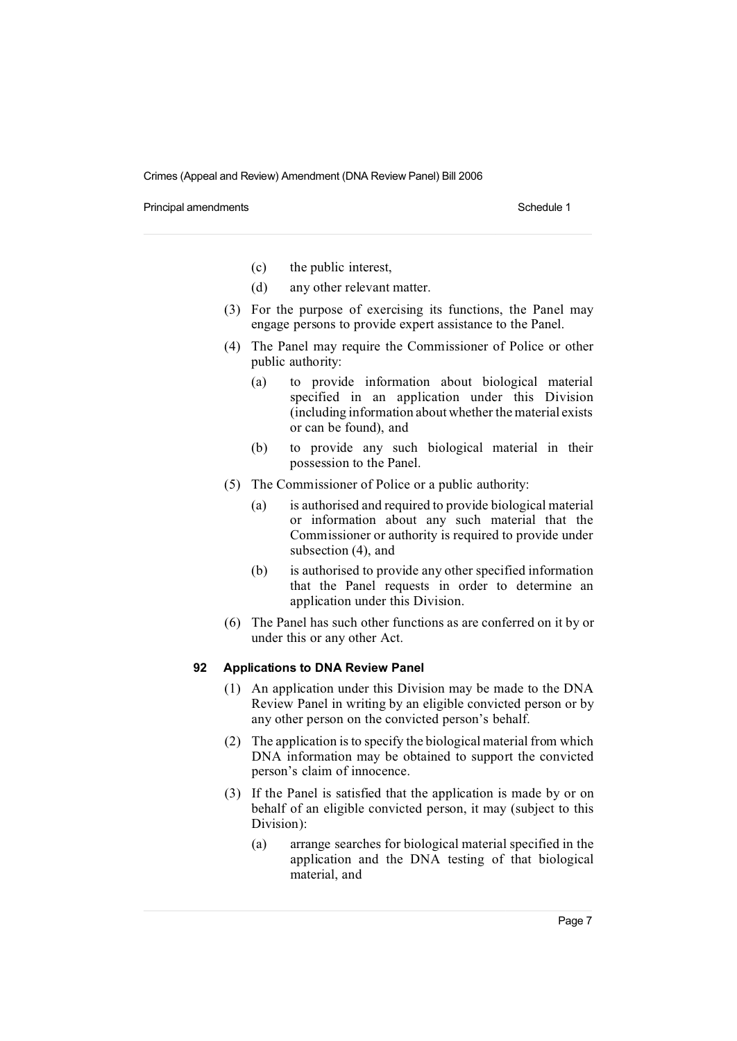(c) the public interest,

(d) any other relevant matter.

(3) For the purpose of exercising its functions, the Panel may engage persons to provide expert assistance to the Panel.

(4) The Panel may require the Commissioner of Police or other public authority:

(a) to provide information about biological material specified in an application under this Division (including information about whether the material exists or can be found), and

(b) to provide any such biological material in their possession to the Panel.

(5) The Commissioner of Police or a public authority:

(a) is authorised and required to provide biological material or information about any such material that the Commissioner or authority is required to provide under subsection (4), and

(b) is authorised to provide any other specified information that the Panel requests in order to determine an application under this Division.

(6) The Panel has such other functions as are conferred on it by or under this or any other Act.

**92 Applications to DNA Review Panel**

(1) An application under this Division may be made to the DNA Review Panel in writing by an eligible convicted person or by any other person on the convicted person's behalf.

(2) The application is to specify the biological material from which DNA information may be obtained to support the convicted person's claim of innocence.

(3) If the Panel is satisfied that the application is made by or on behalf of an eligible convicted person, it may (subject to this Division):

(a) arrange searches for biological material specified in the application and the DNA testing of that biological material, and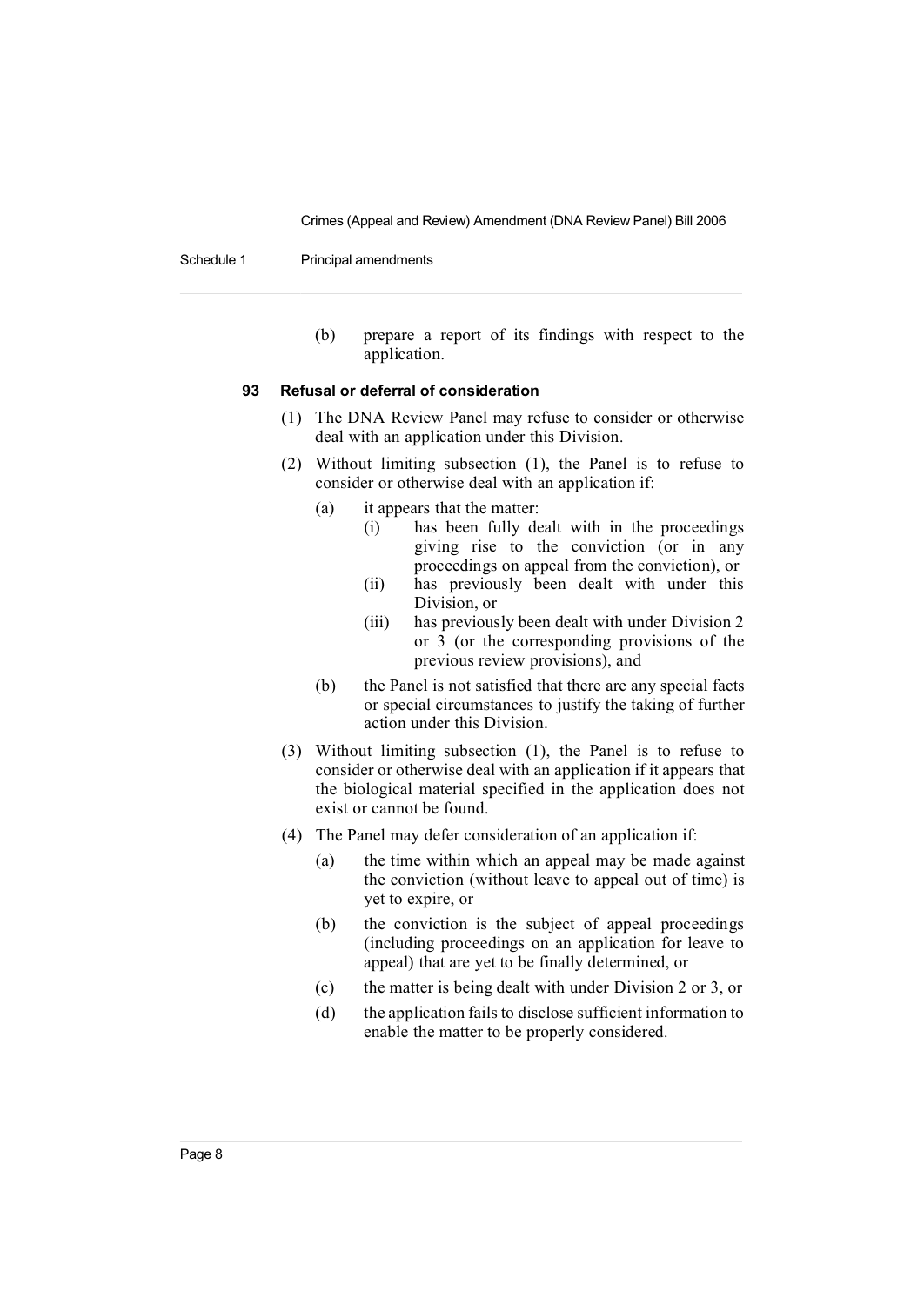(b) prepare a report of its findings with respect to the application.

**93 Refusal or deferral of consideration**

(1) The DNA Review Panel may refuse to consider or otherwise deal with an application under this Division.

(2) Without limiting subsection (1), the Panel is to refuse to consider or otherwise deal with an application if:

(a) it appears that the matter:

(i) has been fully dealt with in the proceedings giving rise to the conviction (or in any proceedings on appeal from the conviction), or

(ii) has previously been dealt with under this Division, or

(iii) has previously been dealt with under Division 2 or 3 (or the corresponding provisions of the previous review provisions), and

(b) the Panel is not satisfied that there are any special facts or special circumstances to justify the taking of further action under this Division.

(3) Without limiting subsection (1), the Panel is to refuse to consider or otherwise deal with an application if it appears that the biological material specified in the application does not exist or cannot be found.

(4) The Panel may defer consideration of an application if:

(a) the time within which an appeal may be made against the conviction (without leave to appeal out of time) is yet to expire, or

(b) the conviction is the subject of appeal proceedings (including proceedings on an application for leave to appeal) that are yet to be finally determined, or

(c) the matter is being dealt with under Division 2 or 3, or

(d) the application fails to disclose sufficient information to enable the matter to be properly considered.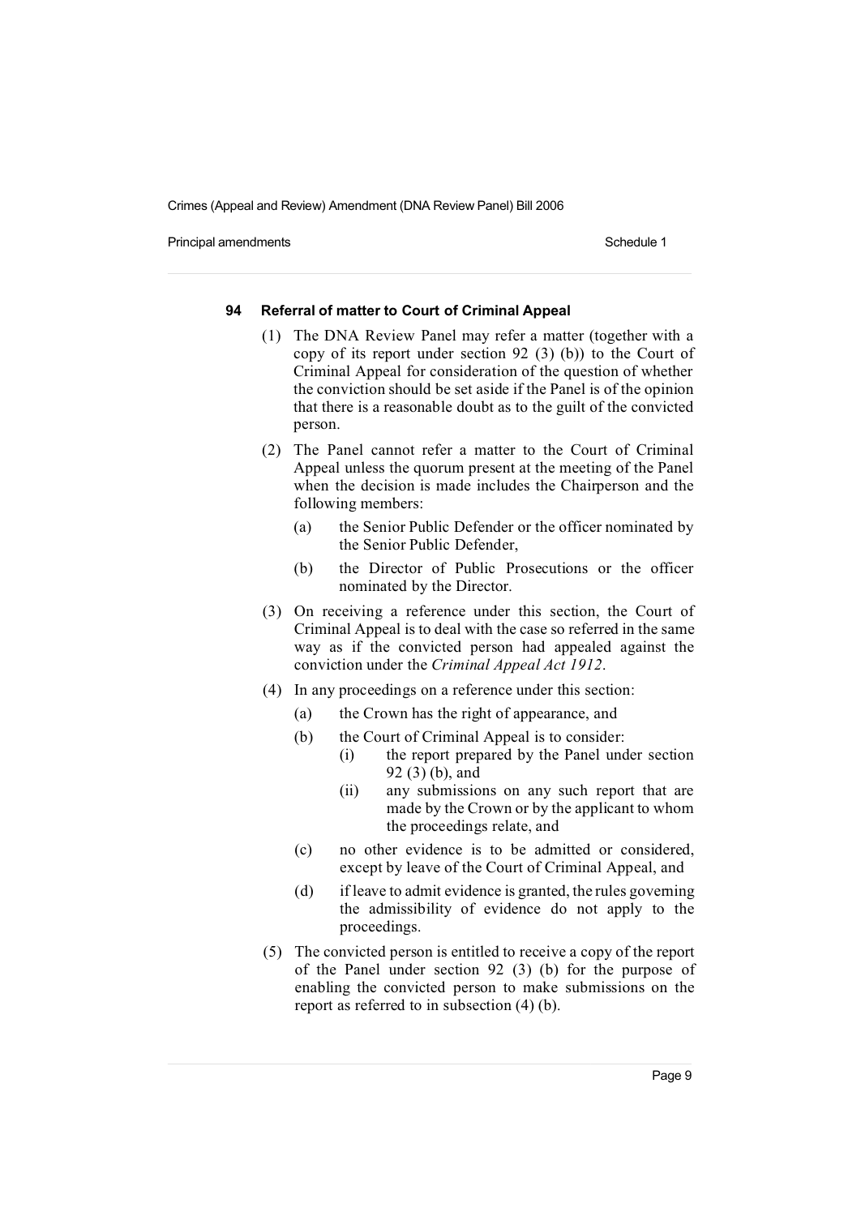#### 94 Referral of matter to Court of Criminal Appeal

(1) The DNA Review Panel may refer a matter (together with a copy of its report under section 92 (3) (b)) to the Court of Criminal Appeal for consideration of the question of whether the conviction should be set aside if the Panel is of the opinion that there is a reasonable doubt as to the guilt of the convicted person.

(2) The Panel cannot refer a matter to the Court of Criminal Appeal unless the quorum present at the meeting of the Panel when the decision is made includes the Chairperson and the following members:

- (a) the Senior Public Defender or the officer nominated by the Senior Public Defender,
- (b) the Director of Public Prosecutions or the officer nominated by the Director.

(3) On receiving a reference under this section, the Court of Criminal Appeal is to deal with the case so referred in the same way as if the convicted person had appealed against the conviction under the *Criminal Appeal Act 1912*.

(4) In any proceedings on a reference under this section:

- (a) the Crown has the right of appearance, and
- (b) the Court of Criminal Appeal is to consider:
  - (i) the report prepared by the Panel under section 92 (3) (b), and
  - (ii) any submissions on any such report that are made by the Crown or by the applicant to whom the proceedings relate, and
- (c) no other evidence is to be admitted or considered, except by leave of the Court of Criminal Appeal, and
- (d) if leave to admit evidence is granted, the rules governing the admissibility of evidence do not apply to the proceedings.

(5) The convicted person is entitled to receive a copy of the report of the Panel under section 92 (3) (b) for the purpose of enabling the convicted person to make submissions on the report as referred to in subsection (4) (b).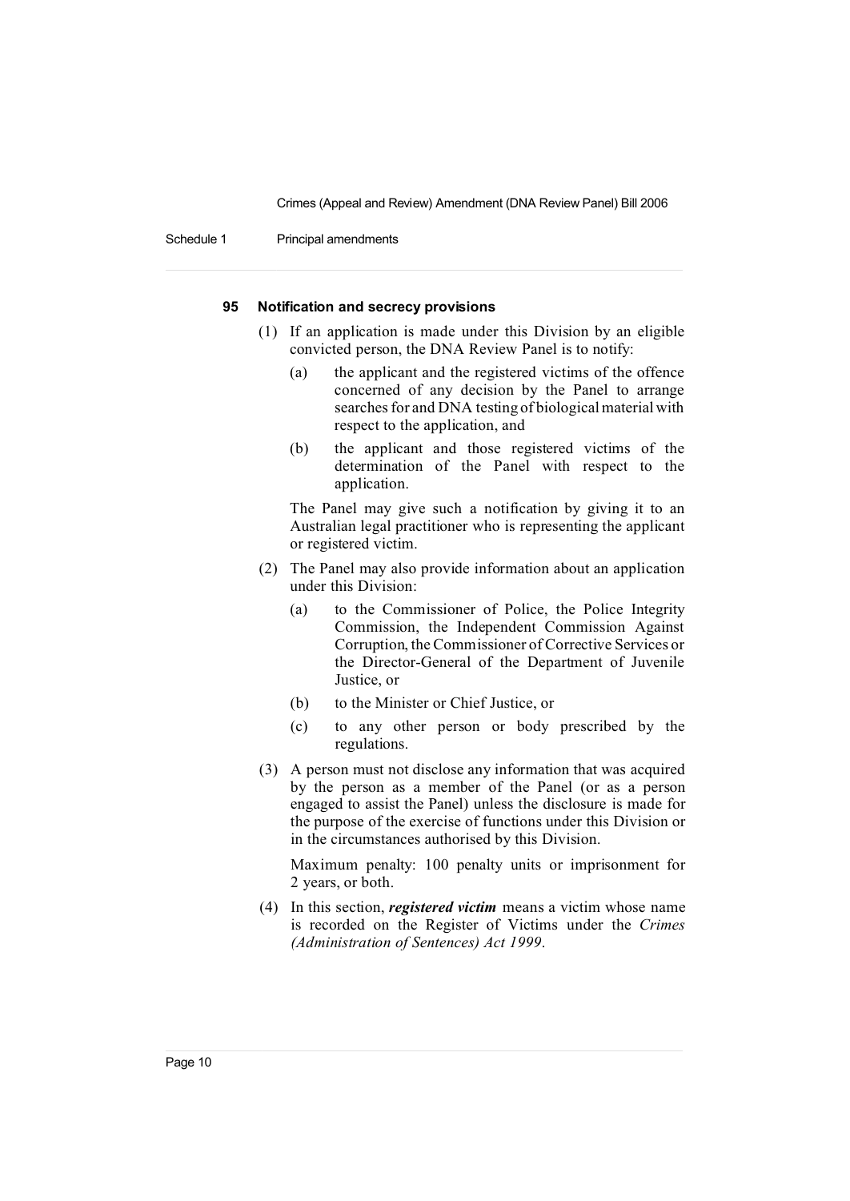### 95 Notification and secrecy provisions

(1) If an application is made under this Division by an eligible convicted person, the DNA Review Panel is to notify:

(a) the applicant and the registered victims of the offence concerned of any decision by the Panel to arrange searches for and DNA testing of biological material with respect to the application, and

(b) the applicant and those registered victims of the determination of the Panel with respect to the application.

The Panel may give such a notification by giving it to an Australian legal practitioner who is representing the applicant or registered victim.

(2) The Panel may also provide information about an application under this Division:

(a) to the Commissioner of Police, the Police Integrity Commission, the Independent Commission Against Corruption, the Commissioner of Corrective Services or the Director-General of the Department of Juvenile Justice, or

(b) to the Minister or Chief Justice, or

(c) to any other person or body prescribed by the regulations.

(3) A person must not disclose any information that was acquired by the person as a member of the Panel (or as a person engaged to assist the Panel) unless the disclosure is made for the purpose of the exercise of functions under this Division or in the circumstances authorised by this Division.

Maximum penalty: 100 penalty units or imprisonment for 2 years, or both.

(4) In this section, ***registered victim*** means a victim whose name is recorded on the Register of Victims under the *Crimes (Administration of Sentences) Act 1999*.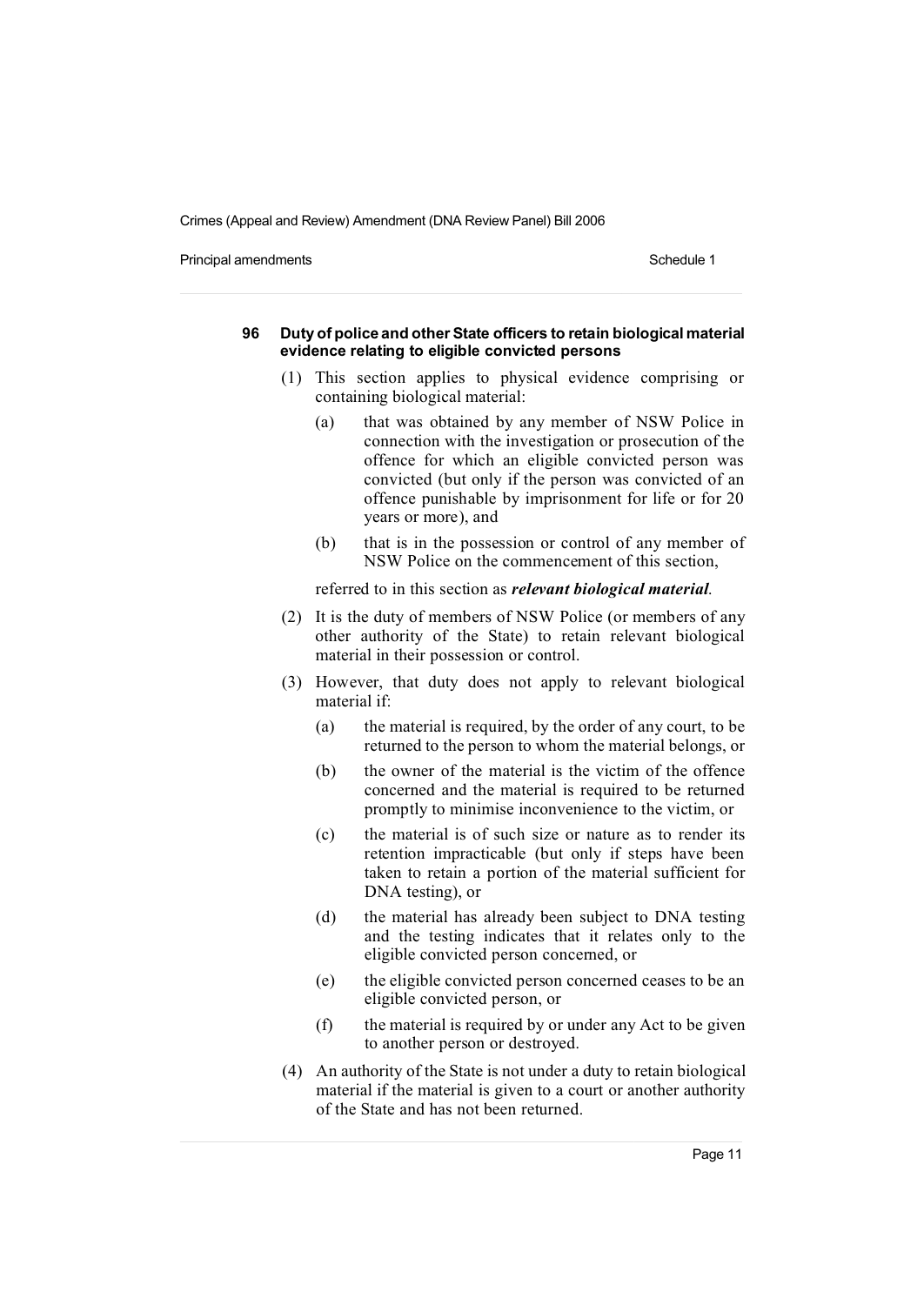### 96 Duty of police and other State officers to retain biological material evidence relating to eligible convicted persons

(1) This section applies to physical evidence comprising or containing biological material:

- (a) that was obtained by any member of NSW Police in connection with the investigation or prosecution of the offence for which an eligible convicted person was convicted (but only if the person was convicted of an offence punishable by imprisonment for life or for 20 years or more), and
- (b) that is in the possession or control of any member of NSW Police on the commencement of this section,

referred to in this section as ***relevant biological material***.

(2) It is the duty of members of NSW Police (or members of any other authority of the State) to retain relevant biological material in their possession or control.

(3) However, that duty does not apply to relevant biological material if:

- (a) the material is required, by the order of any court, to be returned to the person to whom the material belongs, or
- (b) the owner of the material is the victim of the offence concerned and the material is required to be returned promptly to minimise inconvenience to the victim, or
- (c) the material is of such size or nature as to render its retention impracticable (but only if steps have been taken to retain a portion of the material sufficient for DNA testing), or
- (d) the material has already been subject to DNA testing and the testing indicates that it relates only to the eligible convicted person concerned, or
- (e) the eligible convicted person concerned ceases to be an eligible convicted person, or
- (f) the material is required by or under any Act to be given to another person or destroyed.

(4) An authority of the State is not under a duty to retain biological material if the material is given to a court or another authority of the State and has not been returned.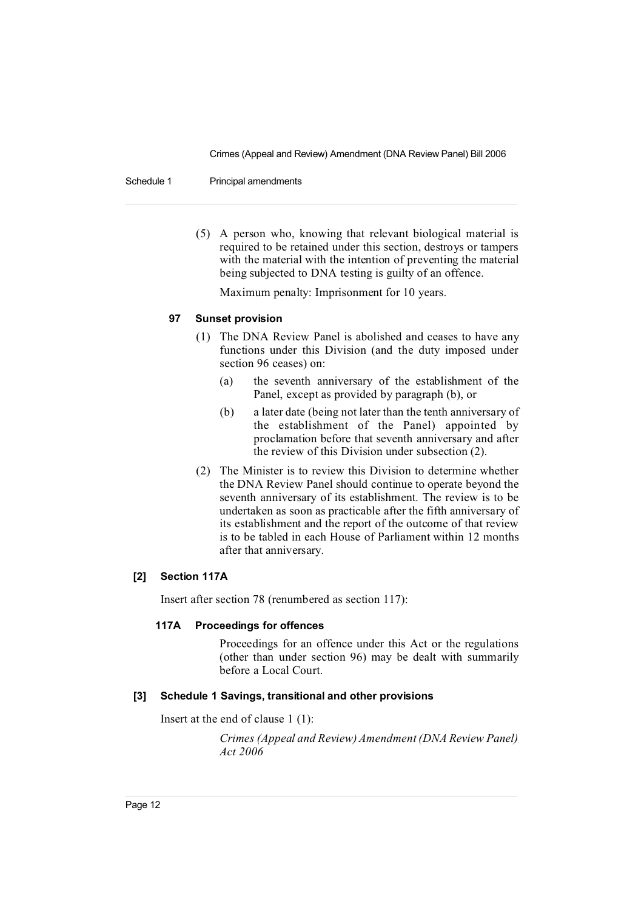(5) A person who, knowing that relevant biological material is required to be retained under this section, destroys or tampers with the material with the intention of preventing the material being subjected to DNA testing is guilty of an offence.

Maximum penalty: Imprisonment for 10 years.

#### 97 Sunset provision

(1) The DNA Review Panel is abolished and ceases to have any functions under this Division (and the duty imposed under section 96 ceases) on:

(a) the seventh anniversary of the establishment of the Panel, except as provided by paragraph (b), or

(b) a later date (being not later than the tenth anniversary of the establishment of the Panel) appointed by proclamation before that seventh anniversary and after the review of this Division under subsection (2).

(2) The Minister is to review this Division to determine whether the DNA Review Panel should continue to operate beyond the seventh anniversary of its establishment. The review is to be undertaken as soon as practicable after the fifth anniversary of its establishment and the report of the outcome of that review is to be tabled in each House of Parliament within 12 months after that anniversary.

### [2] Section 117A

Insert after section 78 (renumbered as section 117):

#### 117A Proceedings for offences

Proceedings for an offence under this Act or the regulations (other than under section 96) may be dealt with summarily before a Local Court.

### [3] Schedule 1 Savings, transitional and other provisions

Insert at the end of clause 1 (1):

*Crimes (Appeal and Review) Amendment (DNA Review Panel) Act 2006*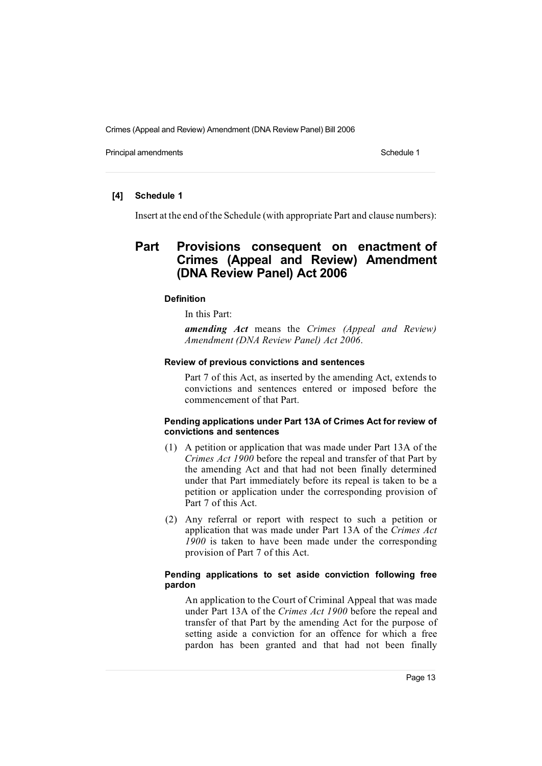**[4] Schedule 1**

Insert at the end of the Schedule (with appropriate Part and clause numbers):

## Part Provisions consequent on enactment of Crimes (Appeal and Review) Amendment (DNA Review Panel) Act 2006

**Definition**

In this Part:

***amending Act*** means the *Crimes (Appeal and Review) Amendment (DNA Review Panel) Act 2006*.

**Review of previous convictions and sentences**

Part 7 of this Act, as inserted by the amending Act, extends to convictions and sentences entered or imposed before the commencement of that Part.

**Pending applications under Part 13A of Crimes Act for review of convictions and sentences**

(1) A petition or application that was made under Part 13A of the *Crimes Act 1900* before the repeal and transfer of that Part by the amending Act and that had not been finally determined under that Part immediately before its repeal is taken to be a petition or application under the corresponding provision of Part 7 of this Act.

(2) Any referral or report with respect to such a petition or application that was made under Part 13A of the *Crimes Act 1900* is taken to have been made under the corresponding provision of Part 7 of this Act.

**Pending applications to set aside conviction following free pardon**

An application to the Court of Criminal Appeal that was made under Part 13A of the *Crimes Act 1900* before the repeal and transfer of that Part by the amending Act for the purpose of setting aside a conviction for an offence for which a free pardon has been granted and that had not been finally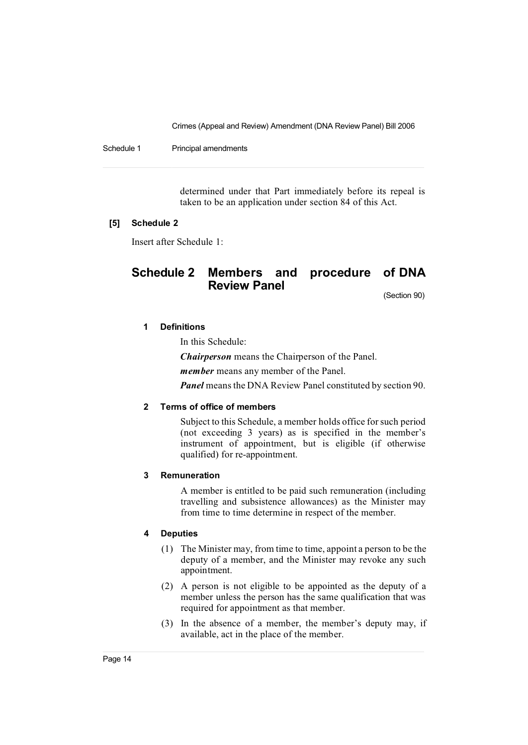determined under that Part immediately before its repeal is taken to be an application under section 84 of this Act.

**[5] Schedule 2**

Insert after Schedule 1:

## Schedule 2 Members and procedure of DNA Review Panel

(Section 90)

### 1 Definitions

In this Schedule:

***Chairperson*** means the Chairperson of the Panel.

***member*** means any member of the Panel.

***Panel*** means the DNA Review Panel constituted by section 90.

### 2 Terms of office of members

Subject to this Schedule, a member holds office for such period (not exceeding 3 years) as is specified in the member's instrument of appointment, but is eligible (if otherwise qualified) for re-appointment.

### 3 Remuneration

A member is entitled to be paid such remuneration (including travelling and subsistence allowances) as the Minister may from time to time determine in respect of the member.

### 4 Deputies

(1) The Minister may, from time to time, appoint a person to be the deputy of a member, and the Minister may revoke any such appointment.

(2) A person is not eligible to be appointed as the deputy of a member unless the person has the same qualification that was required for appointment as that member.

(3) In the absence of a member, the member's deputy may, if available, act in the place of the member.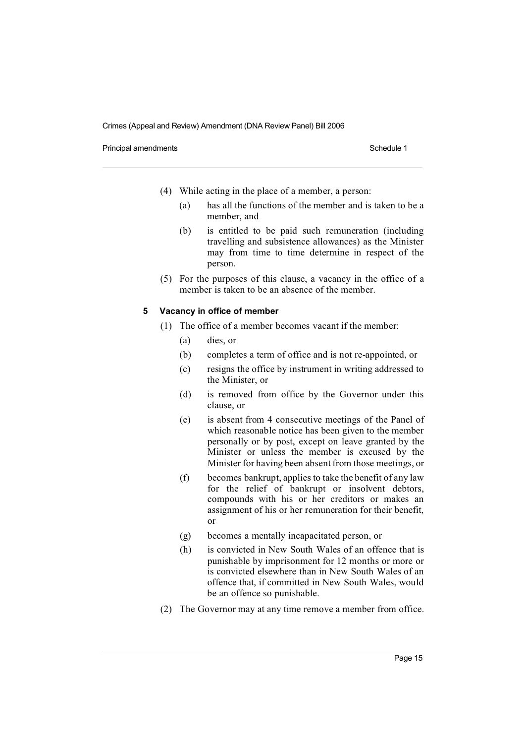(4) While acting in the place of a member, a person:

- (a) has all the functions of the member and is taken to be a member, and
- (b) is entitled to be paid such remuneration (including travelling and subsistence allowances) as the Minister may from time to time determine in respect of the person.

(5) For the purposes of this clause, a vacancy in the office of a member is taken to be an absence of the member.

#### 5 Vacancy in office of member

(1) The office of a member becomes vacant if the member:

- (a) dies, or
- (b) completes a term of office and is not re-appointed, or
- (c) resigns the office by instrument in writing addressed to the Minister, or
- (d) is removed from office by the Governor under this clause, or
- (e) is absent from 4 consecutive meetings of the Panel of which reasonable notice has been given to the member personally or by post, except on leave granted by the Minister or unless the member is excused by the Minister for having been absent from those meetings, or
- (f) becomes bankrupt, applies to take the benefit of any law for the relief of bankrupt or insolvent debtors, compounds with his or her creditors or makes an assignment of his or her remuneration for their benefit, or
- (g) becomes a mentally incapacitated person, or
- (h) is convicted in New South Wales of an offence that is punishable by imprisonment for 12 months or more or is convicted elsewhere than in New South Wales of an offence that, if committed in New South Wales, would be an offence so punishable.

(2) The Governor may at any time remove a member from office.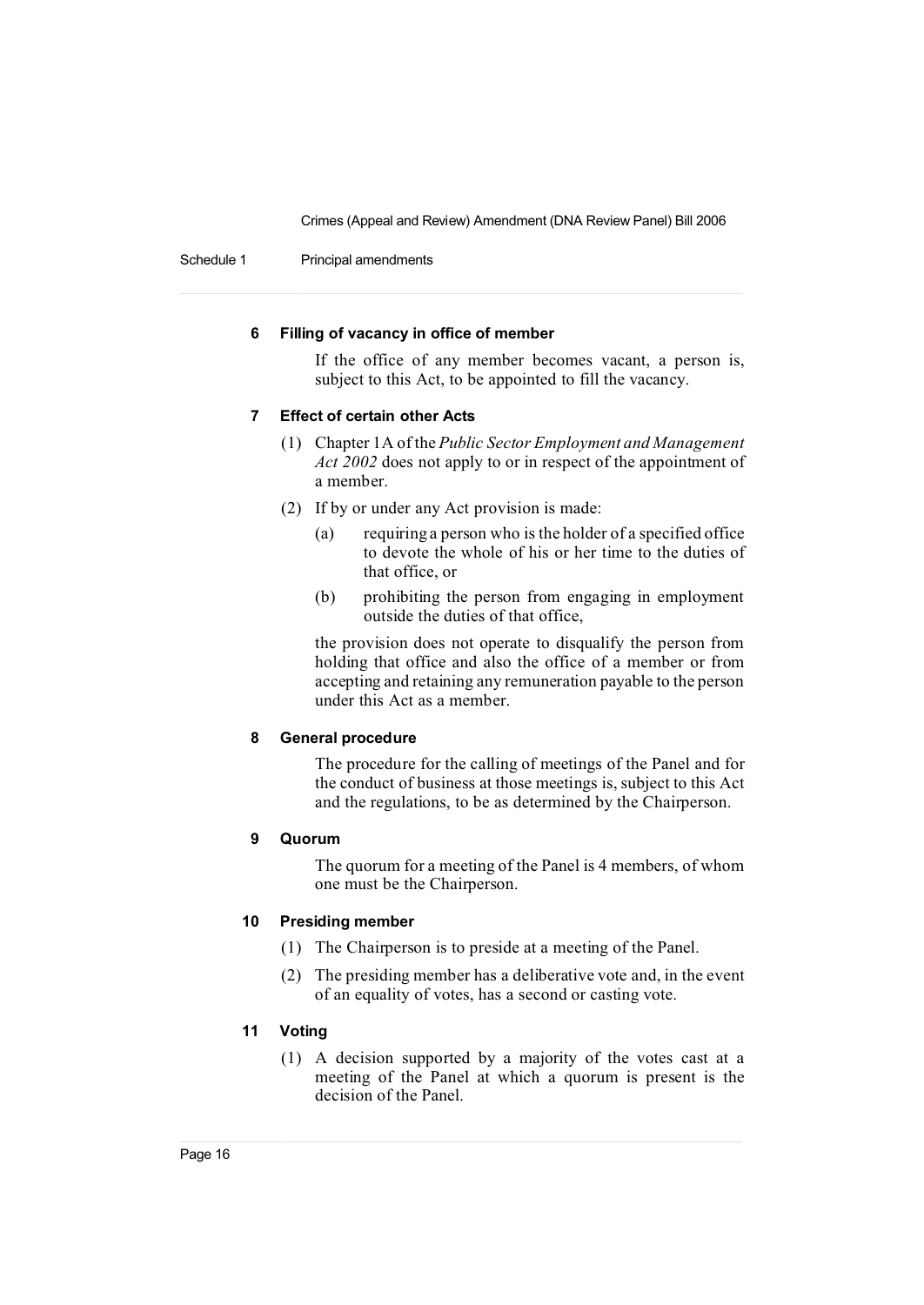#### 6 Filling of vacancy in office of member

If the office of any member becomes vacant, a person is, subject to this Act, to be appointed to fill the vacancy.

#### 7 Effect of certain other Acts

(1) Chapter 1A of the *Public Sector Employment and Management Act 2002* does not apply to or in respect of the appointment of a member.

(2) If by or under any Act provision is made:

- (a) requiring a person who is the holder of a specified office to devote the whole of his or her time to the duties of that office, or
- (b) prohibiting the person from engaging in employment outside the duties of that office,

the provision does not operate to disqualify the person from holding that office and also the office of a member or from accepting and retaining any remuneration payable to the person under this Act as a member.

#### 8 General procedure

The procedure for the calling of meetings of the Panel and for the conduct of business at those meetings is, subject to this Act and the regulations, to be as determined by the Chairperson.

#### 9 Quorum

The quorum for a meeting of the Panel is 4 members, of whom one must be the Chairperson.

#### 10 Presiding member

(1) The Chairperson is to preside at a meeting of the Panel.

(2) The presiding member has a deliberative vote and, in the event of an equality of votes, has a second or casting vote.

#### 11 Voting

(1) A decision supported by a majority of the votes cast at a meeting of the Panel at which a quorum is present is the decision of the Panel.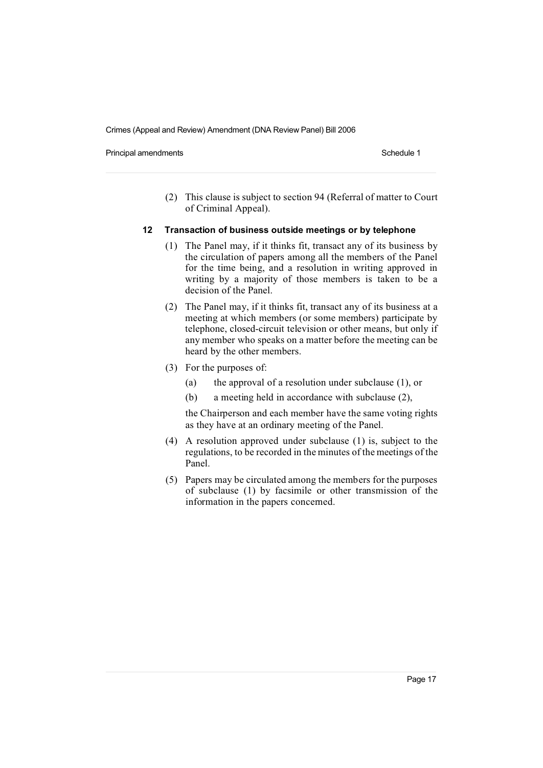(2) This clause is subject to section 94 (Referral of matter to Court of Criminal Appeal).

**12 Transaction of business outside meetings or by telephone**

(1) The Panel may, if it thinks fit, transact any of its business by the circulation of papers among all the members of the Panel for the time being, and a resolution in writing approved in writing by a majority of those members is taken to be a decision of the Panel.

(2) The Panel may, if it thinks fit, transact any of its business at a meeting at which members (or some members) participate by telephone, closed-circuit television or other means, but only if any member who speaks on a matter before the meeting can be heard by the other members.

(3) For the purposes of:

(a) the approval of a resolution under subclause (1), or

(b) a meeting held in accordance with subclause (2),

the Chairperson and each member have the same voting rights as they have at an ordinary meeting of the Panel.

(4) A resolution approved under subclause (1) is, subject to the regulations, to be recorded in the minutes of the meetings of the Panel.

(5) Papers may be circulated among the members for the purposes of subclause (1) by facsimile or other transmission of the information in the papers concerned.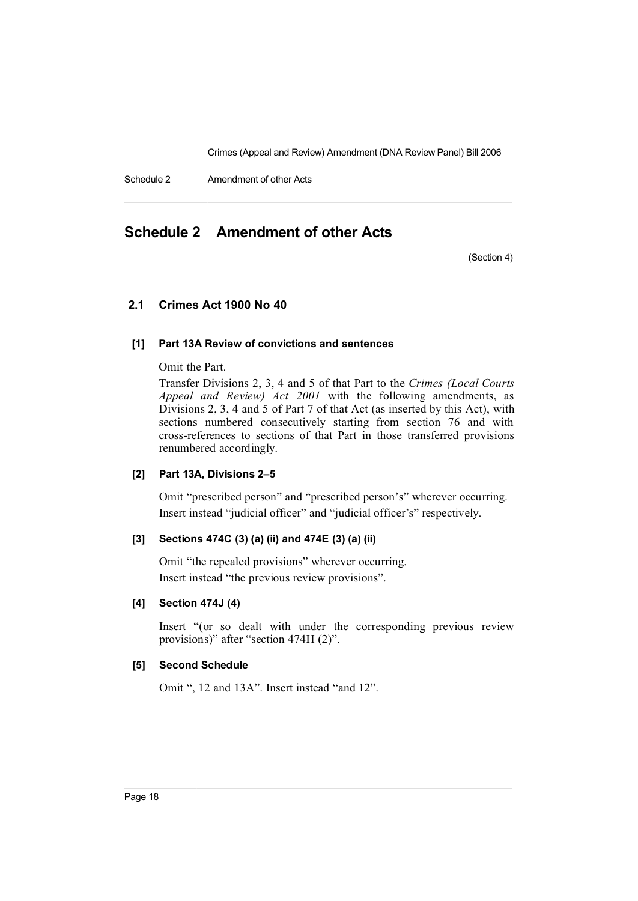# Schedule 2 Amendment of other Acts

(Section 4)

## 2.1 Crimes Act 1900 No 40

### [1] Part 13A Review of convictions and sentences

Omit the Part.

Transfer Divisions 2, 3, 4 and 5 of that Part to the *Crimes (Local Courts Appeal and Review) Act 2001* with the following amendments, as Divisions 2, 3, 4 and 5 of Part 7 of that Act (as inserted by this Act), with sections numbered consecutively starting from section 76 and with cross-references to sections of that Part in those transferred provisions renumbered accordingly.

### [2] Part 13A, Divisions 2–5

Omit "prescribed person" and "prescribed person's" wherever occurring. Insert instead "judicial officer" and "judicial officer's" respectively.

### [3] Sections 474C (3) (a) (ii) and 474E (3) (a) (ii)

Omit "the repealed provisions" wherever occurring. Insert instead "the previous review provisions".

### [4] Section 474J (4)

Insert "(or so dealt with under the corresponding previous review provisions)" after "section 474H (2)".

### [5] Second Schedule

Omit ", 12 and 13A". Insert instead "and 12".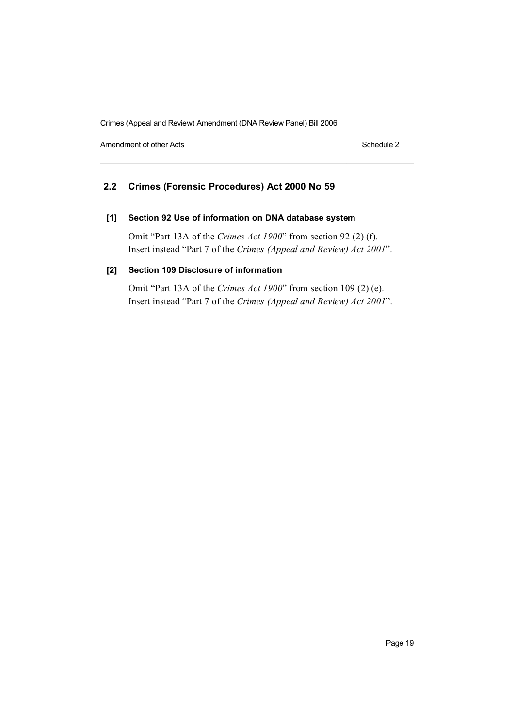## 2.2 Crimes (Forensic Procedures) Act 2000 No 59

### [1] Section 92 Use of information on DNA database system

Omit "Part 13A of the *Crimes Act 1900*" from section 92 (2) (f). Insert instead "Part 7 of the *Crimes (Appeal and Review) Act 2001*".

### [2] Section 109 Disclosure of information

Omit "Part 13A of the *Crimes Act 1900*" from section 109 (2) (e). Insert instead "Part 7 of the *Crimes (Appeal and Review) Act 2001*".